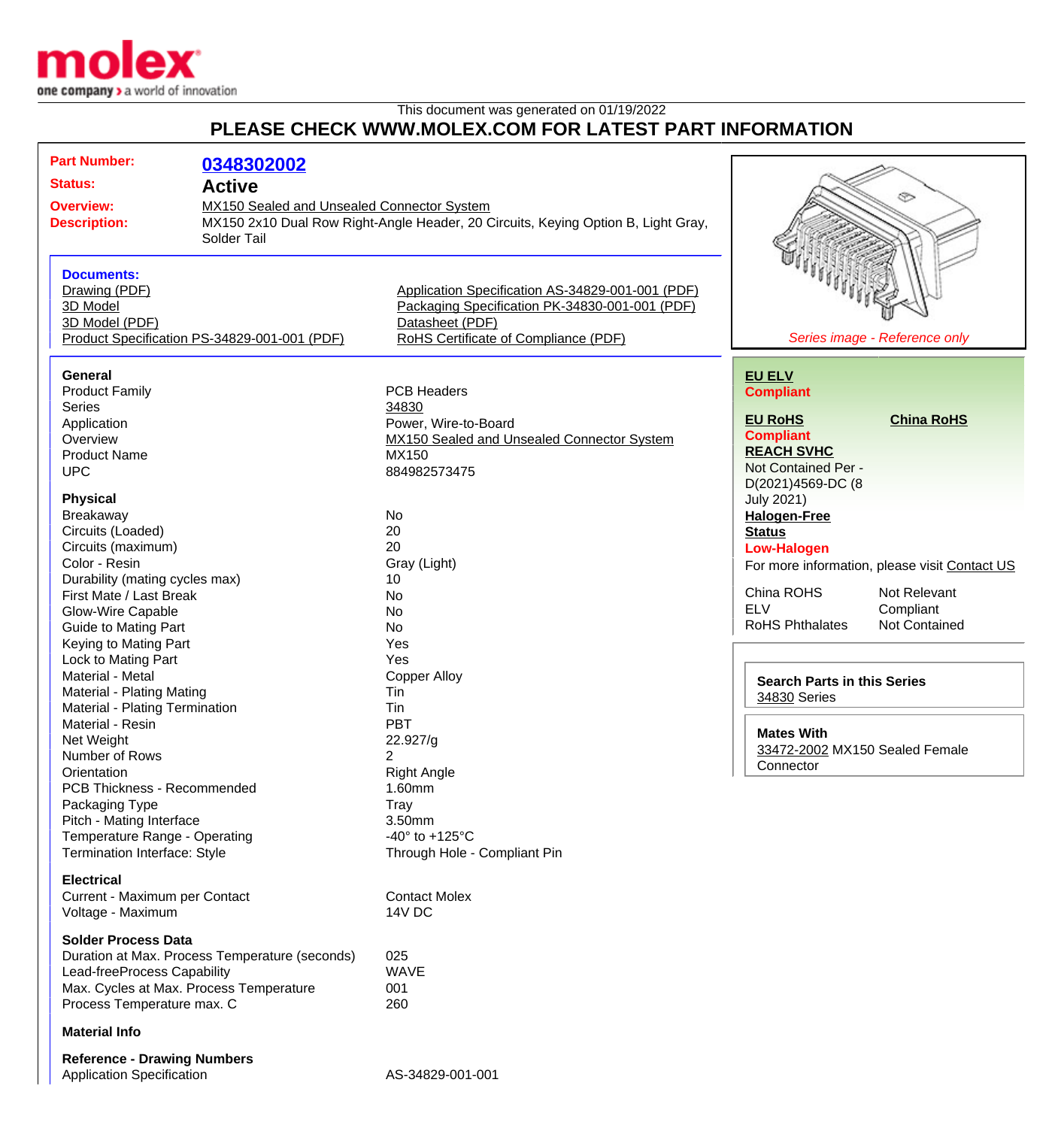This document was generated on 01/19/2022

# PLEASE CHECK WWW.MOLEX.COM FOR LATEST PART INFORMATION

| | |
|---|---|
| **Part Number:** | **0348302002** |
| **Status:** | **Active** |
| **Overview:** | MX150 Sealed and Unsealed Connector System |
| **Description:** | MX150 2x10 Dual Row Right-Angle Header, 20 Circuits, Keying Option B, Light Gray, Solder Tail |

*Series image - Reference only*

### Documents:

- Drawing (PDF)
- 3D Model
- 3D Model (PDF)
- Product Specification PS-34829-001-001 (PDF)
- Application Specification AS-34829-001-001 (PDF)
- Packaging Specification PK-34830-001-001 (PDF)
- Datasheet (PDF)
- RoHS Certificate of Compliance (PDF)

### General

| | |
|---|---|
| Product Family | PCB Headers |
| Series | 34830 |
| Application | Power, Wire-to-Board |
| Overview | MX150 Sealed and Unsealed Connector System |
| Product Name | MX150 |
| UPC | 884982573475 |

### Physical

| | |
|---|---|
| Breakaway | No |
| Circuits (Loaded) | 20 |
| Circuits (maximum) | 20 |
| Color - Resin | Gray (Light) |
| Durability (mating cycles max) | 10 |
| First Mate / Last Break | No |
| Glow-Wire Capable | No |
| Guide to Mating Part | No |
| Keying to Mating Part | Yes |
| Lock to Mating Part | Yes |
| Material - Metal | Copper Alloy |
| Material - Plating Mating | Tin |
| Material - Plating Termination | Tin |
| Material - Resin | PBT |
| Net Weight | 22.927/g |
| Number of Rows | 2 |
| Orientation | Right Angle |
| PCB Thickness - Recommended | 1.60mm |
| Packaging Type | Tray |
| Pitch - Mating Interface | 3.50mm |
| Temperature Range - Operating | -40° to +125°C |
| Termination Interface: Style | Through Hole - Compliant Pin |

### Electrical

| | |
|---|---|
| Current - Maximum per Contact | Contact Molex |
| Voltage - Maximum | 14V DC |

### Solder Process Data

| | |
|---|---|
| Duration at Max. Process Temperature (seconds) | 025 |
| Lead-freeProcess Capability | WAVE |
| Max. Cycles at Max. Process Temperature | 001 |
| Process Temperature max. C | 260 |

### Material Info

### Reference - Drawing Numbers

| | |
|---|---|
| Application Specification | AS-34829-001-001 |

**EU ELV**
**Compliant**

**EU RoHS** **China RoHS**
**Compliant**

**REACH SVHC**
Not Contained Per - D(2021)4569-DC (8 July 2021)

**Halogen-Free Status**
**Low-Halogen**

For more information, please visit Contact US

| | |
|---|---|
| China ROHS | Not Relevant |
| ELV | Compliant |
| RoHS Phthalates | Not Contained |

**Search Parts in this Series**
34830 Series

**Mates With**
33472-2002 MX150 Sealed Female Connector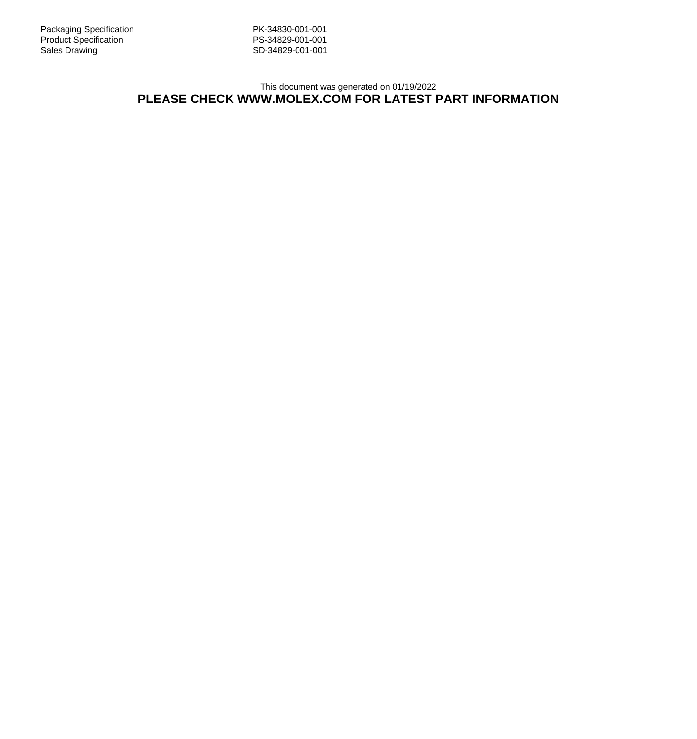| | |
|---|---|
| Packaging Specification | PK-34830-001-001 |
| Product Specification | PS-34829-001-001 |
| Sales Drawing | SD-34829-001-001 |

This document was generated on 01/19/2022

**PLEASE CHECK WWW.MOLEX.COM FOR LATEST PART INFORMATION**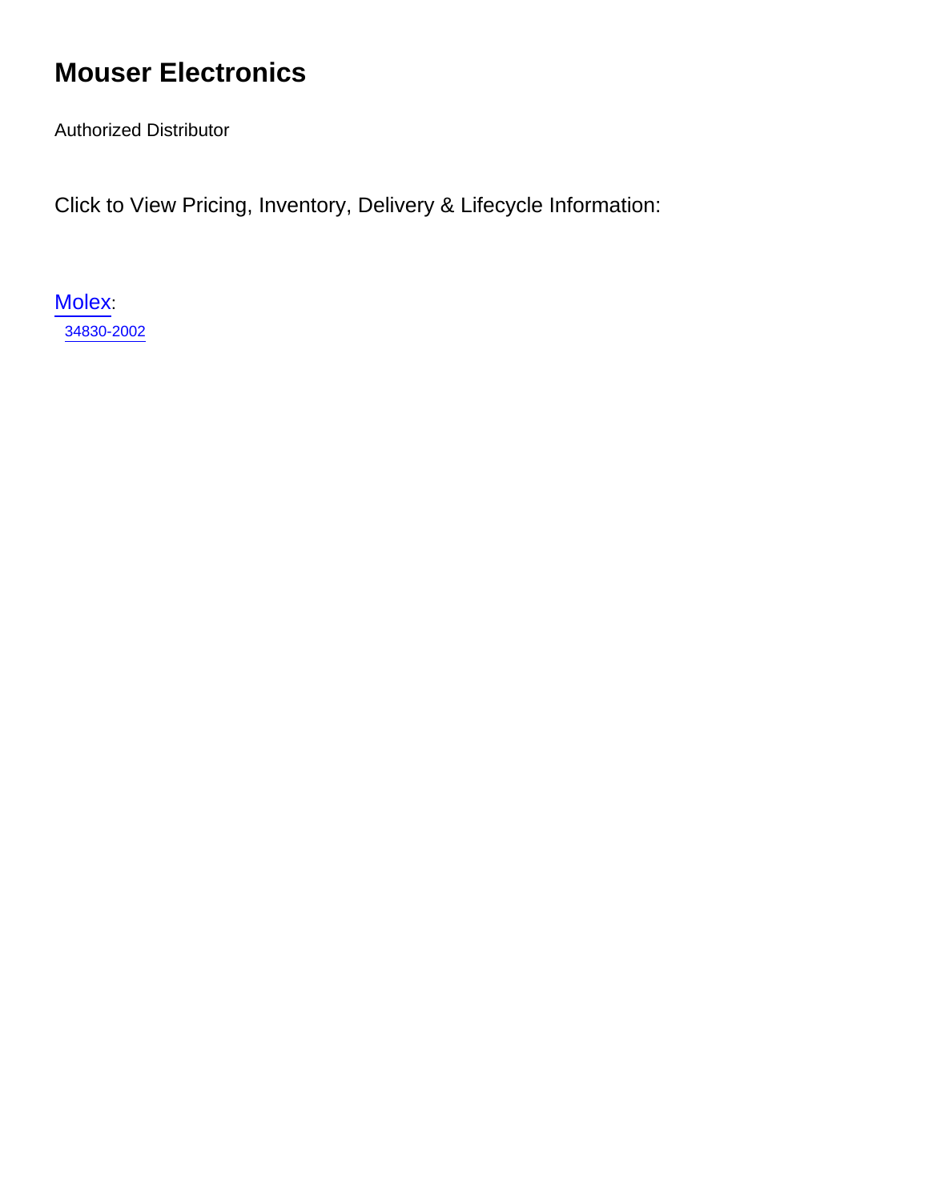# Mouser Electronics

Authorized Distributor

Click to View Pricing, Inventory, Delivery & Lifecycle Information:

Molex:

34830-2002